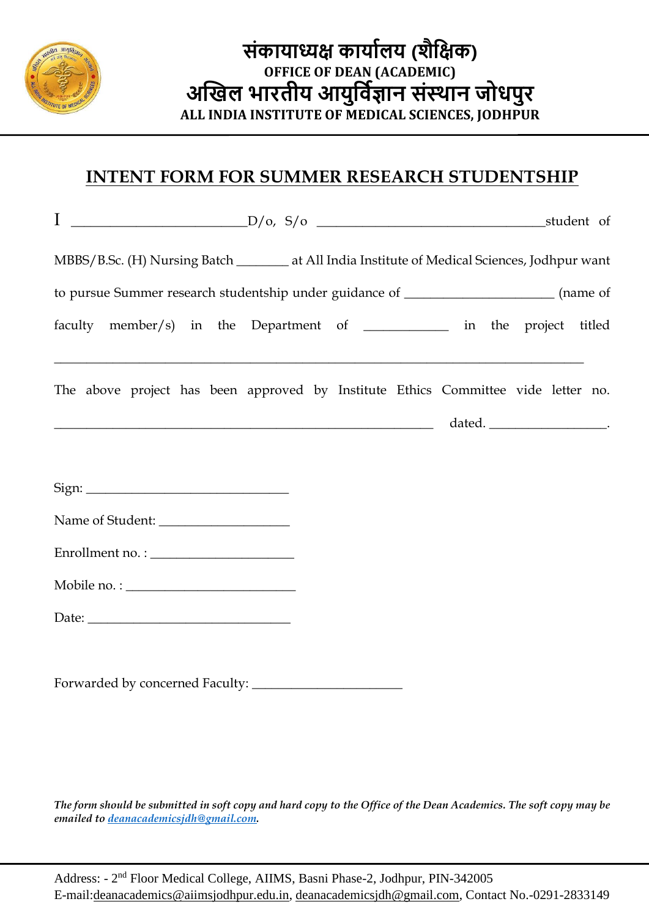संकायाध्यक्ष कार्यालय (शैक्षिक)
OFFICE OF DEAN (ACADEMIC)
अखिल भारतीय आयुर्विज्ञान संस्थान जोधपुर
ALL INDIA INSTITUTE OF MEDICAL SCIENCES, JODHPUR

## INTENT FORM FOR SUMMER RESEARCH STUDENTSHIP

I ______________________D/o, S/o ______________________________student of MBBS/B.Sc. (H) Nursing Batch _______ at All India Institute of Medical Sciences, Jodhpur want to pursue Summer research studentship under guidance of ____________________ (name of faculty member/s) in the Department of ___________ in the project titled _______________________________________________________________________

The above project has been approved by Institute Ethics Committee vide letter no. ______________________________________________________ dated. _______________.

Sign: ____________________________

Name of Student: __________________

Enrollment no. : ____________________

Mobile no. : ________________________

Date: _____________________________

Forwarded by concerned Faculty: ____________________

***The form should be submitted in soft copy and hard copy to the Office of the Dean Academics. The soft copy may be emailed to deanacademicsjdh@gmail.com.***

Address: - 2nd Floor Medical College, AIIMS, Basni Phase-2, Jodhpur, PIN-342005
E-mail:deanacademics@aiimsjodhpur.edu.in, deanacademicsjdh@gmail.com, Contact No.-0291-2833149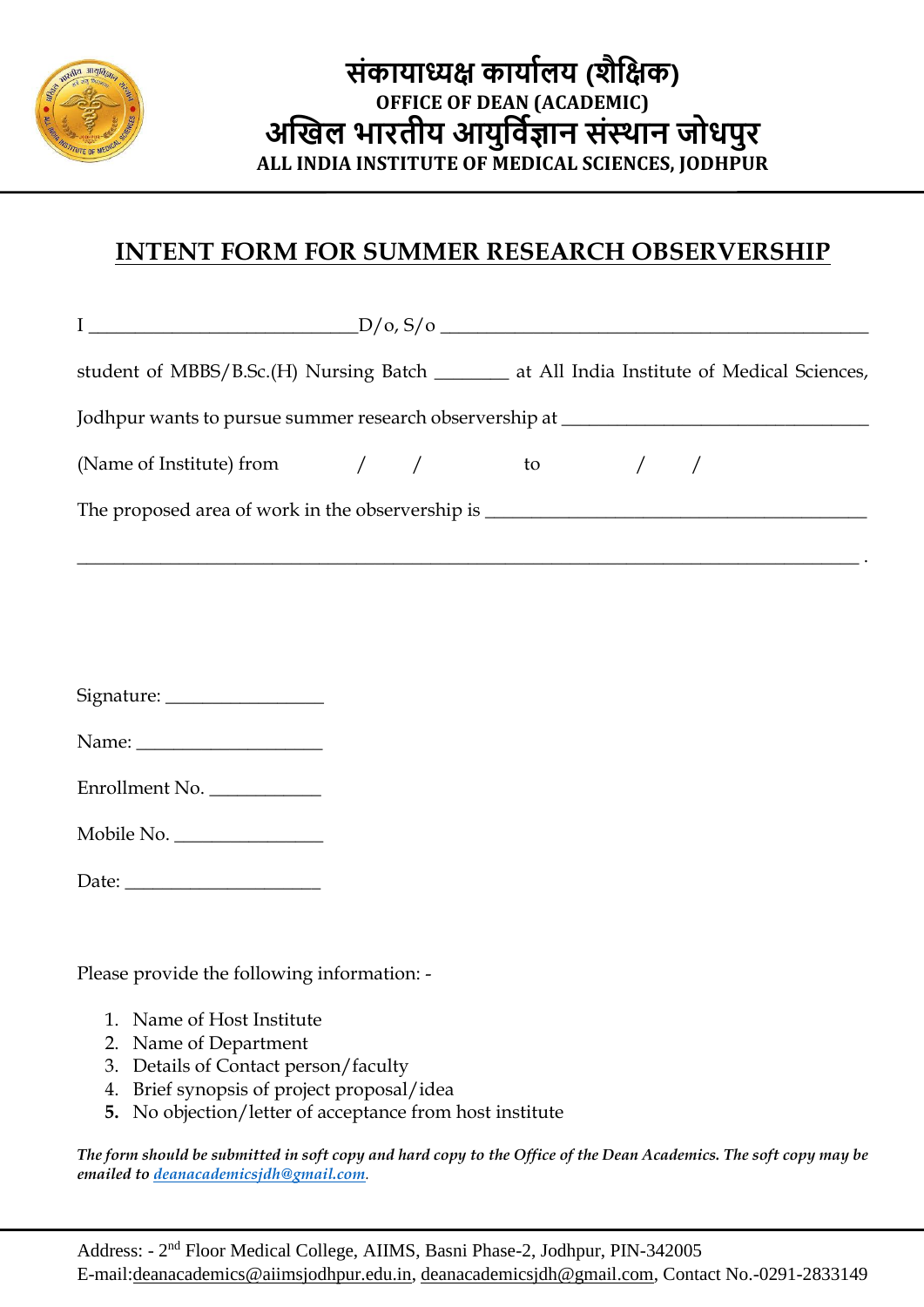# संकायाध्यक्ष कार्यालय (शैक्षिक)
## OFFICE OF DEAN (ACADEMIC)
# अखिल भारतीय आयुर्विज्ञान संस्थान जोधपुर
## ALL INDIA INSTITUTE OF MEDICAL SCIENCES, JODHPUR

## INTENT FORM FOR SUMMER RESEARCH OBSERVERSHIP

I ____________________________D/o, S/o _____________________________________________

student of MBBS/B.Sc.(H) Nursing Batch ________ at All India Institute of Medical Sciences, Jodhpur wants to pursue summer research observership at ________________________________ (Name of Institute) from / / to / /

The proposed area of work in the observership is ________________________________________

_________________________________________________________________________________ .

Signature: ________________

Name: ___________________

Enrollment No. ___________

Mobile No. _______________

Date: ____________________

Please provide the following information: -

1. Name of Host Institute
2. Name of Department
3. Details of Contact person/faculty
4. Brief synopsis of project proposal/idea
5. No objection/letter of acceptance from host institute

***The form should be submitted in soft copy and hard copy to the Office of the Dean Academics. The soft copy may be emailed to deanacademicsjdh@gmail.com.***

Address: - 2nd Floor Medical College, AIIMS, Basni Phase-2, Jodhpur, PIN-342005
E-mail:deanacademics@aiimsjodhpur.edu.in, deanacademicsjdh@gmail.com, Contact No.-0291-2833149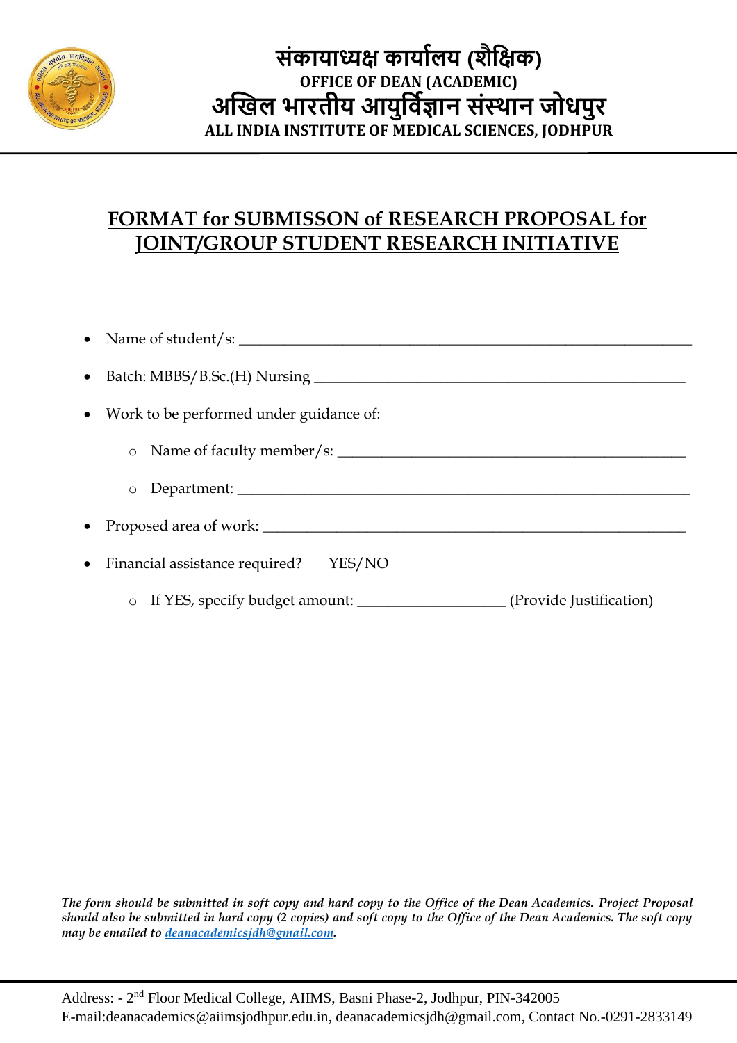# संकायाध्यक्ष कार्यालय (शैक्षिक)
## OFFICE OF DEAN (ACADEMIC)
# अखिल भारतीय आयुर्विज्ञान संस्थान जोधपुर
## ALL INDIA INSTITUTE OF MEDICAL SCIENCES, JODHPUR

---

## FORMAT for SUBMISSON of RESEARCH PROPOSAL for JOINT/GROUP STUDENT RESEARCH INITIATIVE

- Name of student/s: ______________________________________________________________
- Batch: MBBS/B.Sc.(H) Nursing ___________________________________________________
- Work to be performed under guidance of:
  - Name of faculty member/s: _____________________________________________
  - Department: ____________________________________________________________
- Proposed area of work: ______________________________________________________
- Financial assistance required?  YES/NO
  - If YES, specify budget amount: ___________________ (Provide Justification)

***The form should be submitted in soft copy and hard copy to the Office of the Dean Academics. Project Proposal should also be submitted in hard copy (2 copies) and soft copy to the Office of the Dean Academics. The soft copy may be emailed to deanacademicsjdh@gmail.com.***

Address: - 2nd Floor Medical College, AIIMS, Basni Phase-2, Jodhpur, PIN-342005
E-mail:deanacademics@aiimsjodhpur.edu.in, deanacademicsjdh@gmail.com, Contact No.-0291-2833149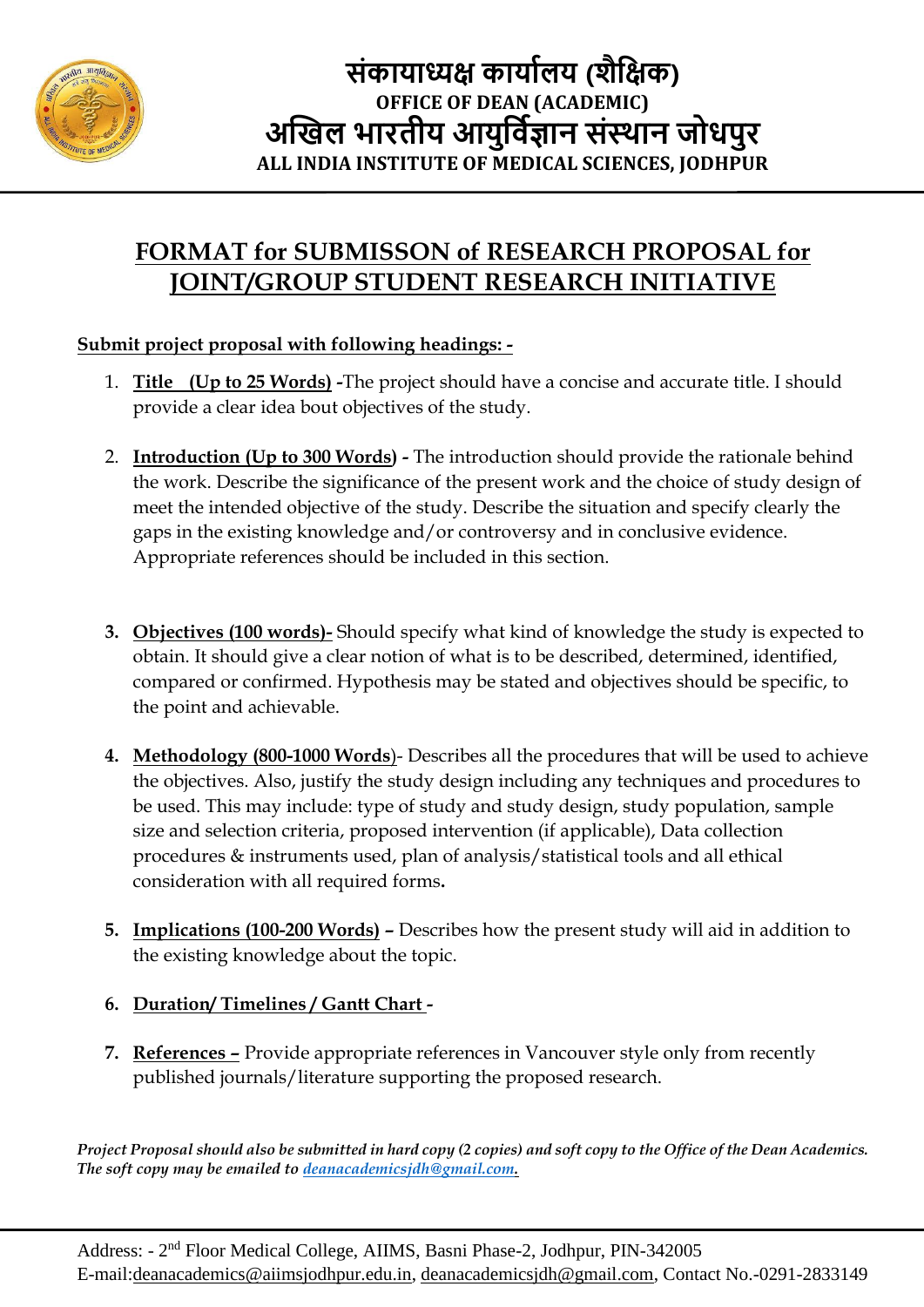# संकायाध्यक्ष कार्यालय (शैक्षिक)
## OFFICE OF DEAN (ACADEMIC)
# अखिल भारतीय आयुर्विज्ञान संस्थान जोधपुर
## ALL INDIA INSTITUTE OF MEDICAL SCIENCES, JODHPUR

## FORMAT for SUBMISSON of RESEARCH PROPOSAL for JOINT/GROUP STUDENT RESEARCH INITIATIVE

**Submit project proposal with following headings: -**

1. **Title (Up to 25 Words)** -The project should have a concise and accurate title. I should provide a clear idea bout objectives of the study.

2. **Introduction (Up to 300 Words)** - The introduction should provide the rationale behind the work. Describe the significance of the present work and the choice of study design of meet the intended objective of the study. Describe the situation and specify clearly the gaps in the existing knowledge and/or controversy and in conclusive evidence. Appropriate references should be included in this section.

3. **Objectives (100 words)-** Should specify what kind of knowledge the study is expected to obtain. It should give a clear notion of what is to be described, determined, identified, compared or confirmed. Hypothesis may be stated and objectives should be specific, to the point and achievable.

4. **Methodology (800-1000 Words)**- Describes all the procedures that will be used to achieve the objectives. Also, justify the study design including any techniques and procedures to be used. This may include: type of study and study design, study population, sample size and selection criteria, proposed intervention (if applicable), Data collection procedures & instruments used, plan of analysis/statistical tools and all ethical consideration with all required forms.

5. **Implications (100-200 Words)** – Describes how the present study will aid in addition to the existing knowledge about the topic.

6. **Duration/ Timelines / Gantt Chart** -

7. **References** – Provide appropriate references in Vancouver style only from recently published journals/literature supporting the proposed research.

*Project Proposal should also be submitted in hard copy (2 copies) and soft copy to the Office of the Dean Academics. The soft copy may be emailed to deanacademicsjdh@gmail.com.*

Address: - 2nd Floor Medical College, AIIMS, Basni Phase-2, Jodhpur, PIN-342005
E-mail:deanacademics@aiimsjodhpur.edu.in, deanacademicsjdh@gmail.com, Contact No.-0291-2833149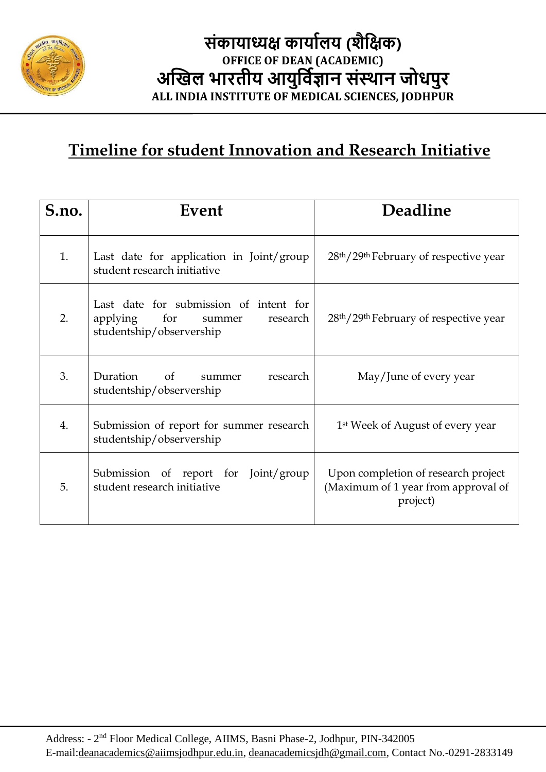# संकायाध्यक्ष कार्यालय (शैक्षिक)
**OFFICE OF DEAN (ACADEMIC)**
# अखिल भारतीय आयुर्विज्ञान संस्थान जोधपुर
**ALL INDIA INSTITUTE OF MEDICAL SCIENCES, JODHPUR**

## Timeline for student Innovation and Research Initiative

| S.no. | Event | Deadline |
| --- | --- | --- |
| 1. | Last date for application in Joint/group student research initiative | 28th/29th February of respective year |
| 2. | Last date for submission of intent for applying for summer research studentship/observership | 28th/29th February of respective year |
| 3. | Duration of summer research studentship/observership | May/June of every year |
| 4. | Submission of report for summer research studentship/observership | 1st Week of August of every year |
| 5. | Submission of report for Joint/group student research initiative | Upon completion of research project (Maximum of 1 year from approval of project) |

Address: - 2nd Floor Medical College, AIIMS, Basni Phase-2, Jodhpur, PIN-342005
E-mail: deanacademics@aiimsjodhpur.edu.in, deanacademicsjdh@gmail.com, Contact No.-0291-2833149